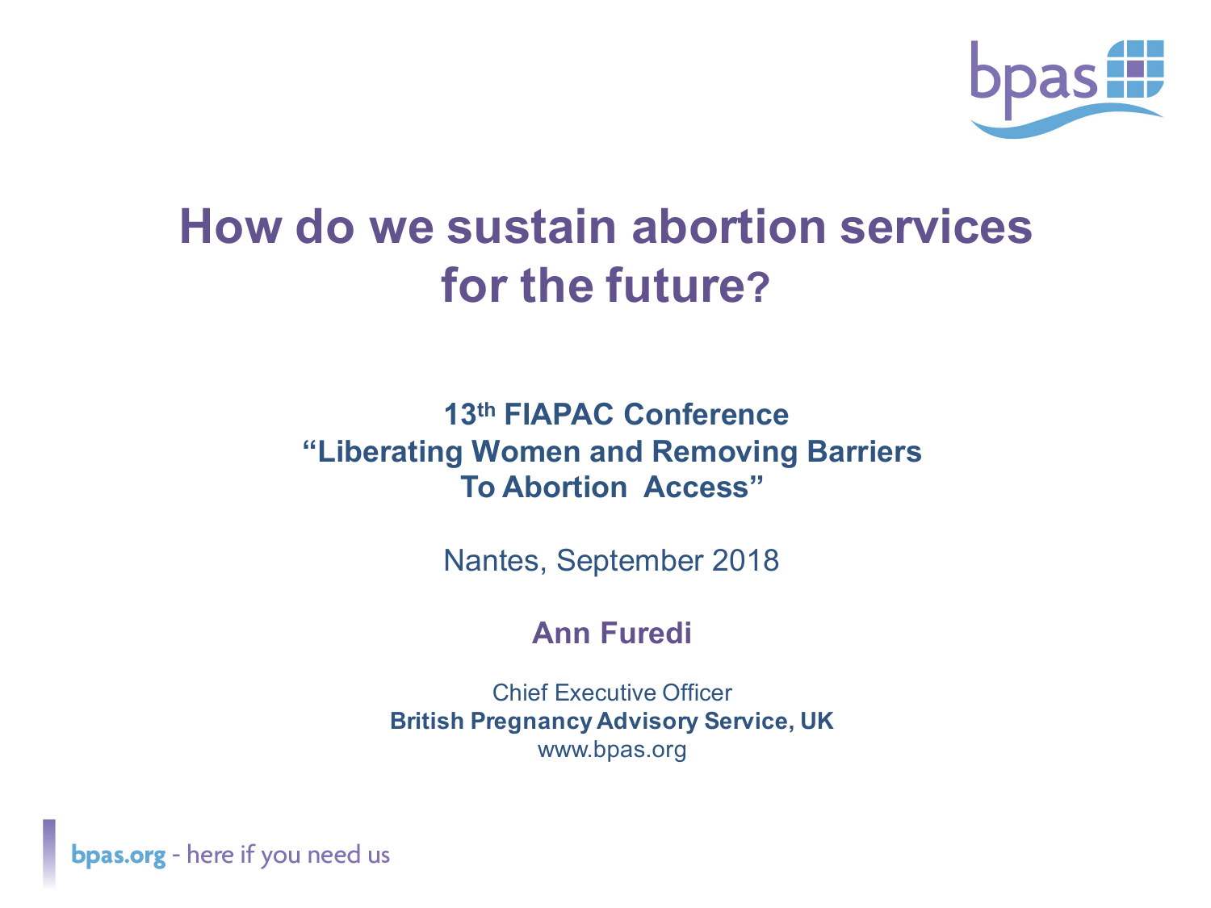# How do we sustain abortion services for the future?

**13th FIAPAC Conference**
**“Liberating Women and Removing Barriers To Abortion Access”**

Nantes, September 2018

**Ann Furedi**

Chief Executive Officer
**British Pregnancy Advisory Service, UK**
www.bpas.org

**bpas.org** - here if you need us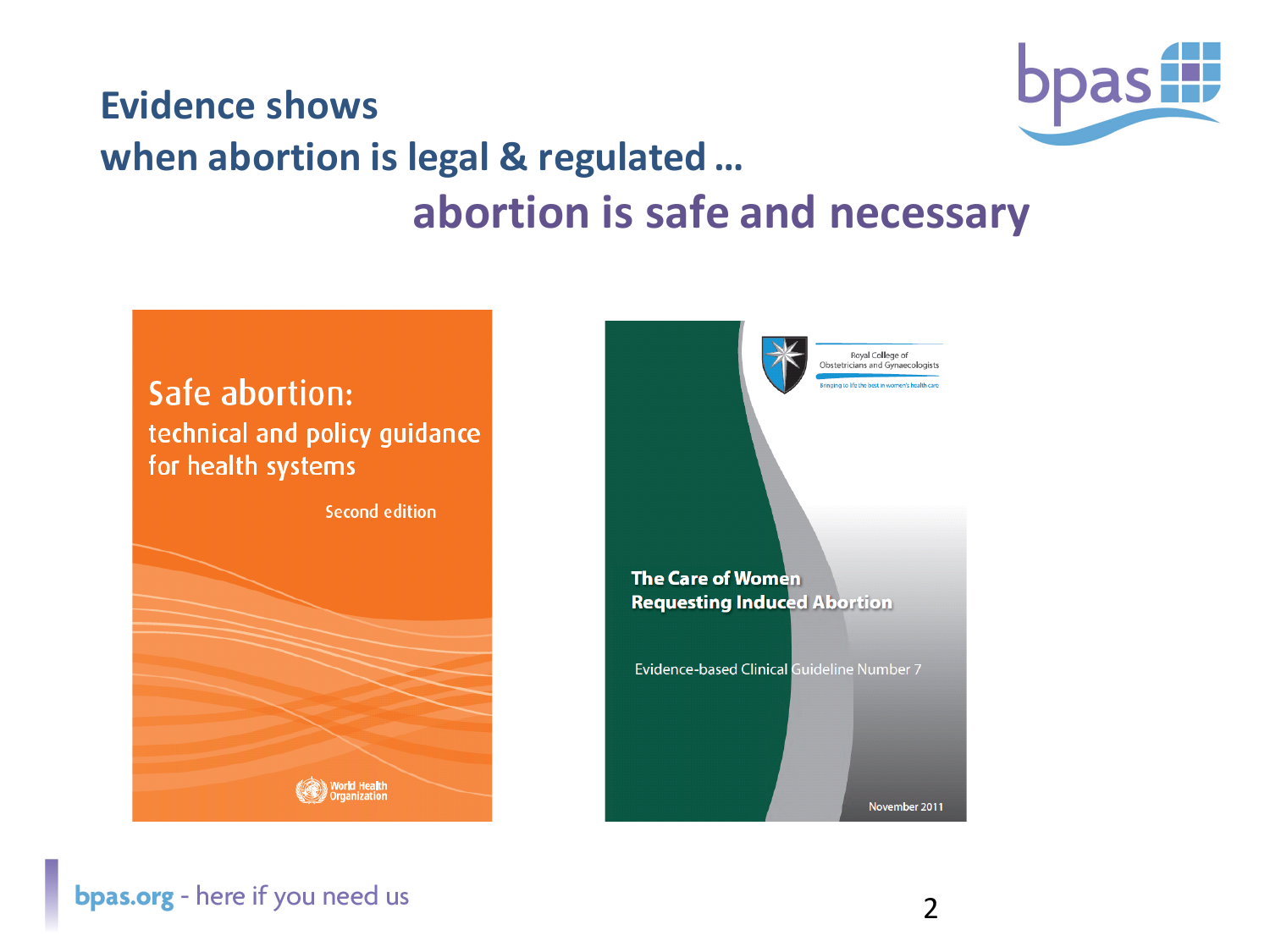# Evidence shows when abortion is legal & regulated … abortion is safe and necessary

**Safe abortion: technical and policy guidance for health systems**

Second edition

World Health Organization

**The Care of Women Requesting Induced Abortion**

Evidence-based Clinical Guideline Number 7

Royal College of Obstetricians and Gynaecologists

Bringing to life the best in women's health care

November 2011

bpas.org - here if you need us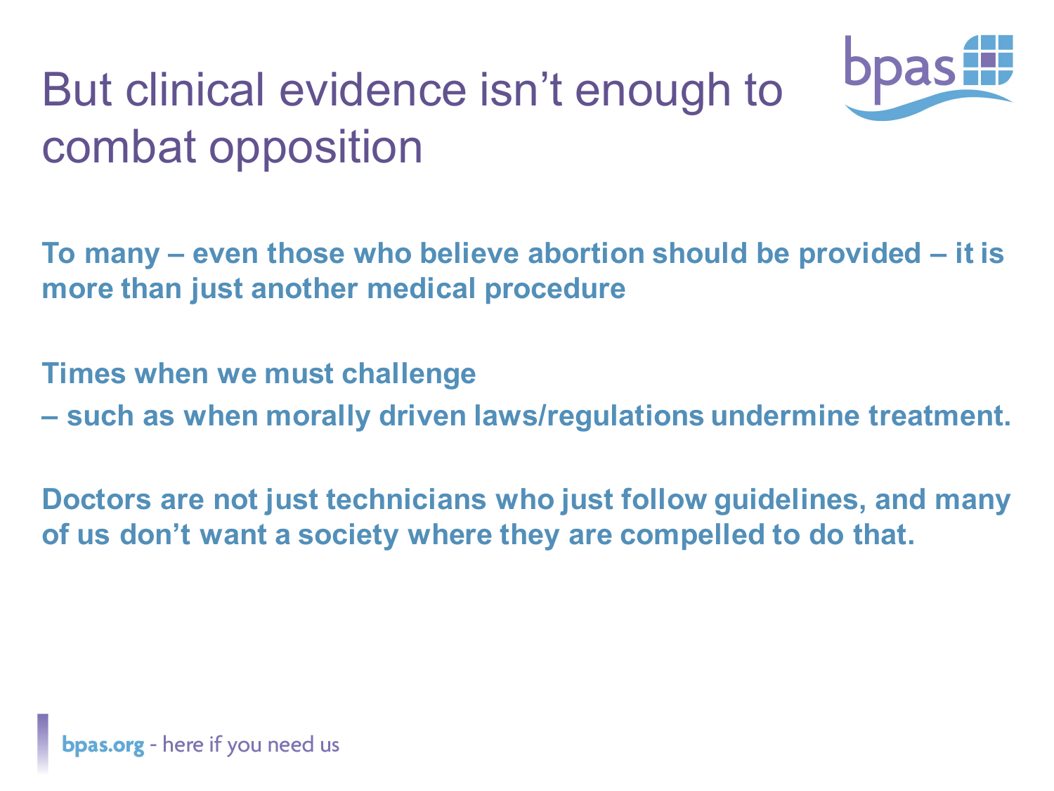# But clinical evidence isn't enough to combat opposition

**To many – even those who believe abortion should be provided – it is more than just another medical procedure**

**Times when we must challenge**
**– such as when morally driven laws/regulations undermine treatment.**

**Doctors are not just technicians who just follow guidelines, and many of us don't want a society where they are compelled to do that.**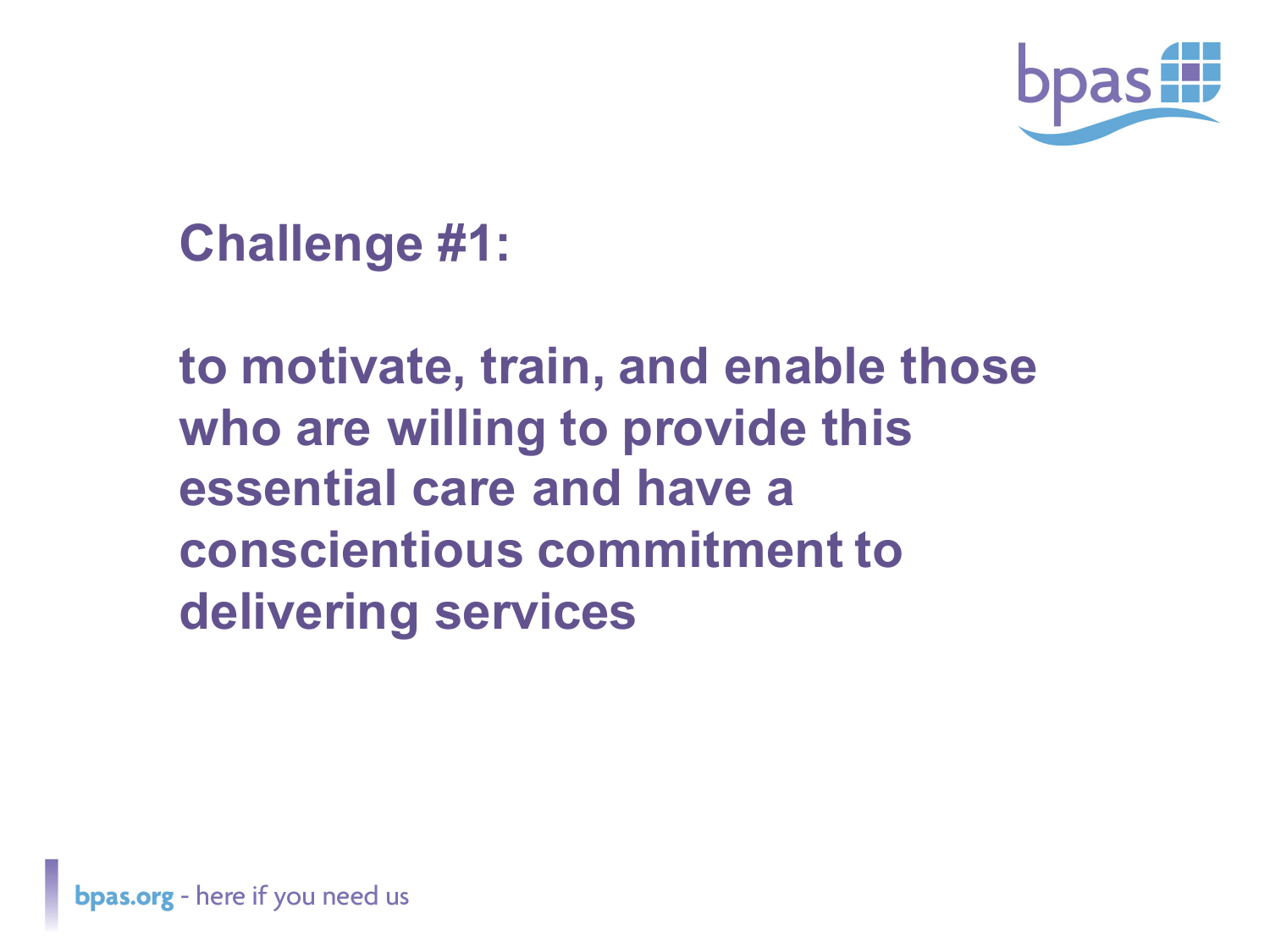## Challenge #1:

**to motivate, train, and enable those who are willing to provide this essential care and have a conscientious commitment to delivering services**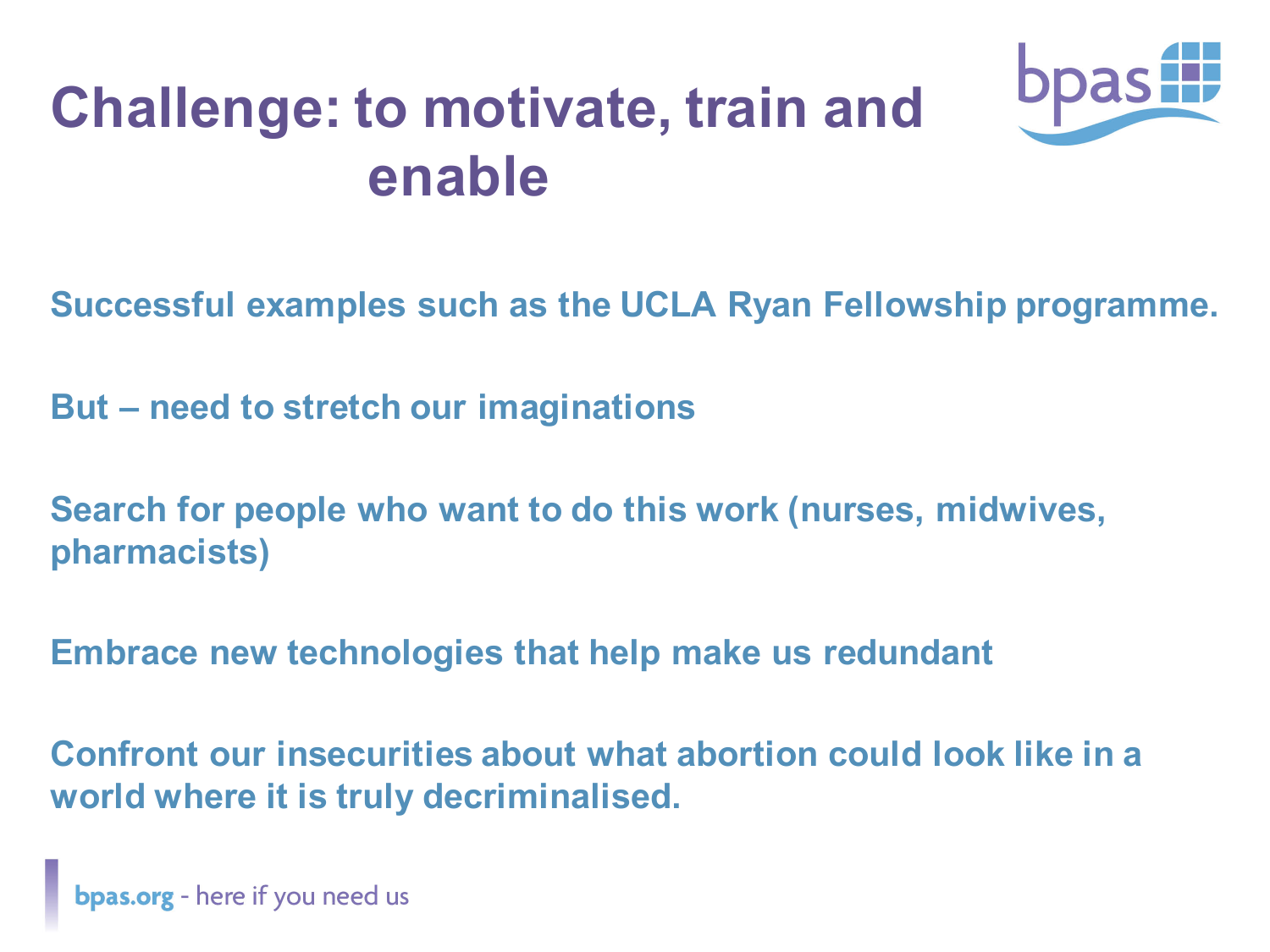# Challenge: to motivate, train and enable

**Successful examples such as the UCLA Ryan Fellowship programme.**

**But – need to stretch our imaginations**

**Search for people who want to do this work (nurses, midwives, pharmacists)**

**Embrace new technologies that help make us redundant**

**Confront our insecurities about what abortion could look like in a world where it is truly decriminalised.**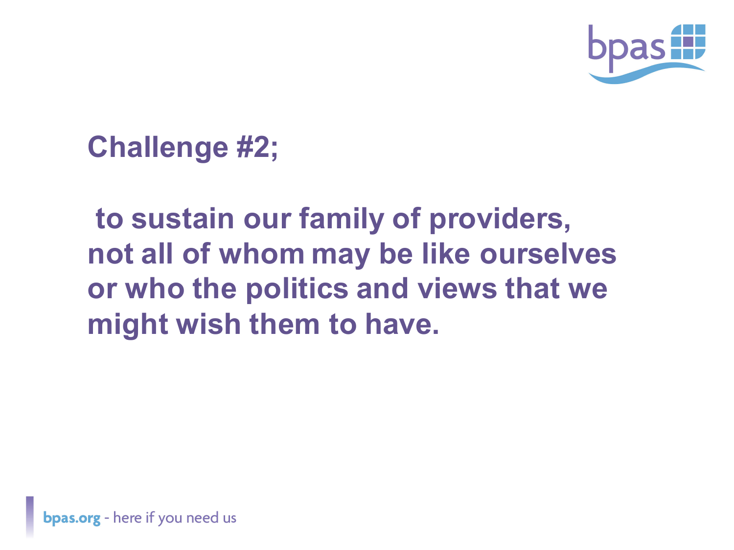## Challenge #2;

**to sustain our family of providers, not all of whom may be like ourselves or who the politics and views that we might wish them to have.**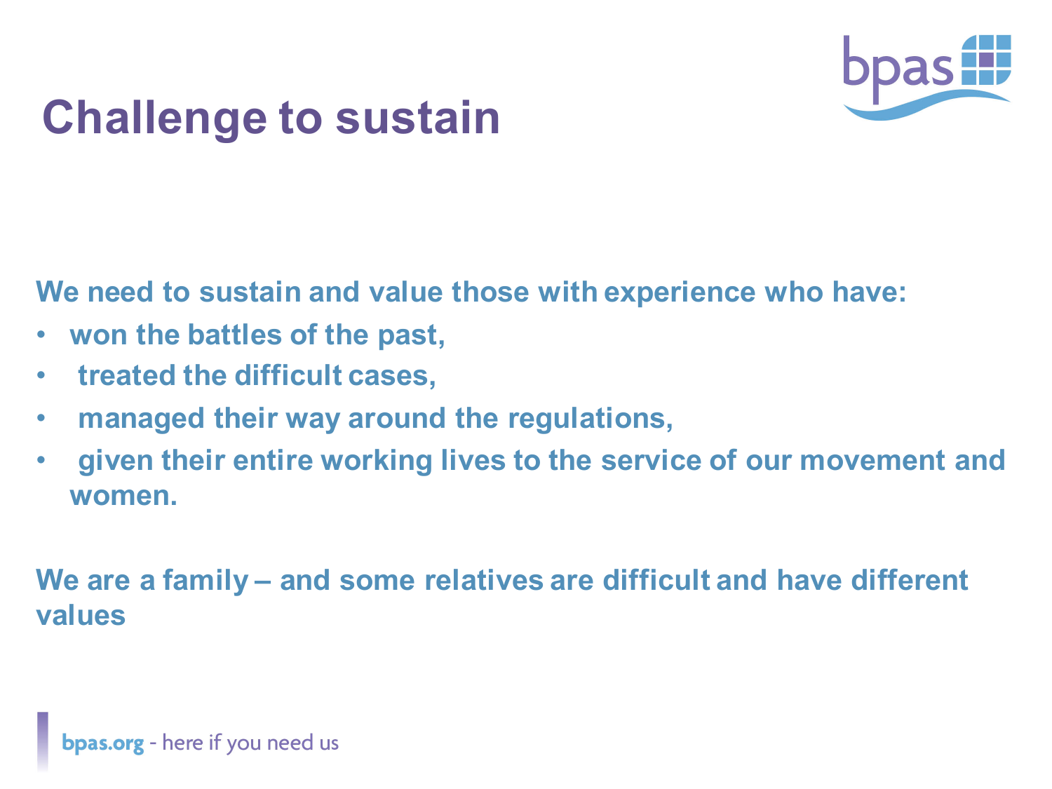# Challenge to sustain

**We need to sustain and value those with experience who have:**

- **won the battles of the past,**
- **treated the difficult cases,**
- **managed their way around the regulations,**
- **given their entire working lives to the service of our movement and women.**

**We are a family – and some relatives are difficult and have different values**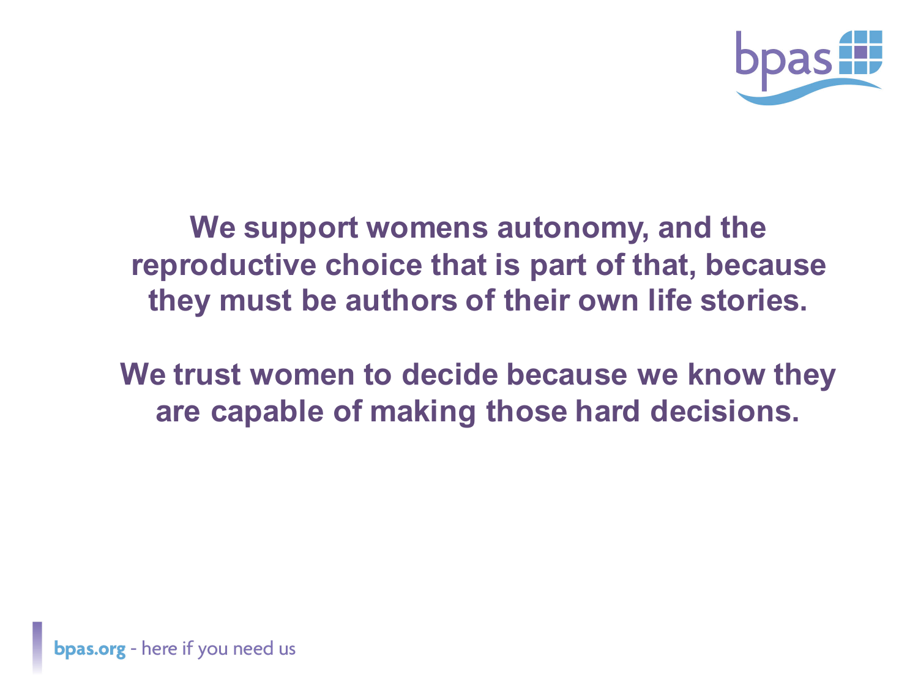**We support womens autonomy, and the reproductive choice that is part of that, because they must be authors of their own life stories.**

**We trust women to decide because we know they are capable of making those hard decisions.**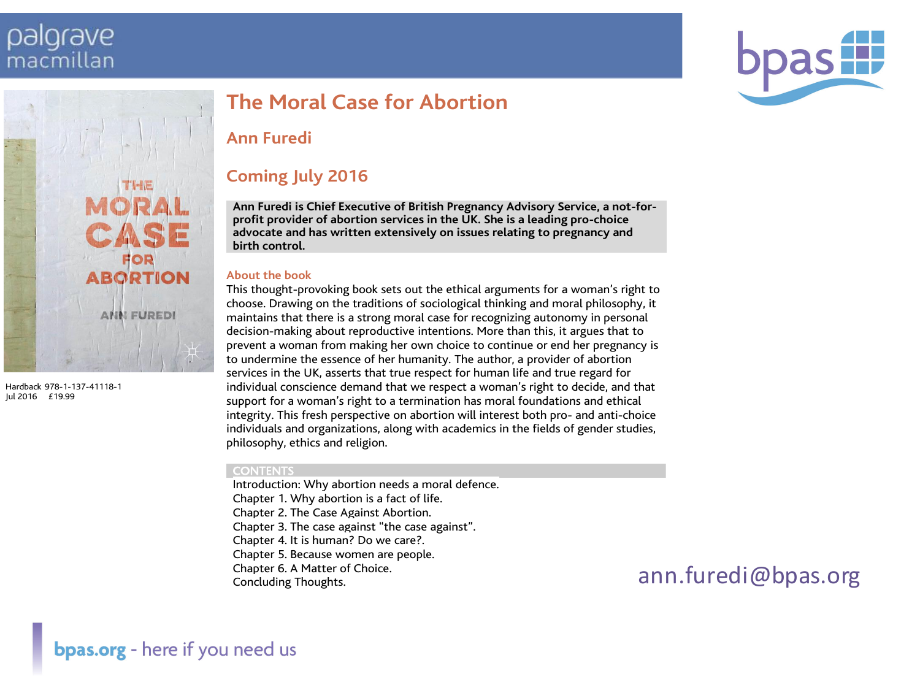palgrave
macmillan

# The Moral Case for Abortion

## Ann Furedi

## Coming July 2016

**Ann Furedi is Chief Executive of British Pregnancy Advisory Service, a not-for-profit provider of abortion services in the UK. She is a leading pro-choice advocate and has written extensively on issues relating to pregnancy and birth control.**

Hardback 978-1-137-41118-1
Jul 2016 £19.99

### About the book

This thought-provoking book sets out the ethical arguments for a woman's right to choose. Drawing on the traditions of sociological thinking and moral philosophy, it maintains that there is a strong moral case for recognizing autonomy in personal decision-making about reproductive intentions. More than this, it argues that to prevent a woman from making her own choice to continue or end her pregnancy is to undermine the essence of her humanity. The author, a provider of abortion services in the UK, asserts that true respect for human life and true regard for individual conscience demand that we respect a woman's right to decide, and that support for a woman's right to a termination has moral foundations and ethical integrity. This fresh perspective on abortion will interest both pro- and anti-choice individuals and organizations, along with academics in the fields of gender studies, philosophy, ethics and religion.

### CONTENTS

Introduction: Why abortion needs a moral defence.
Chapter 1. Why abortion is a fact of life.
Chapter 2. The Case Against Abortion.
Chapter 3. The case against "the case against".
Chapter 4. It is human? Do we care?.
Chapter 5. Because women are people.
Chapter 6. A Matter of Choice.
Concluding Thoughts.

ann.furedi@bpas.org

bpas.org - here if you need us